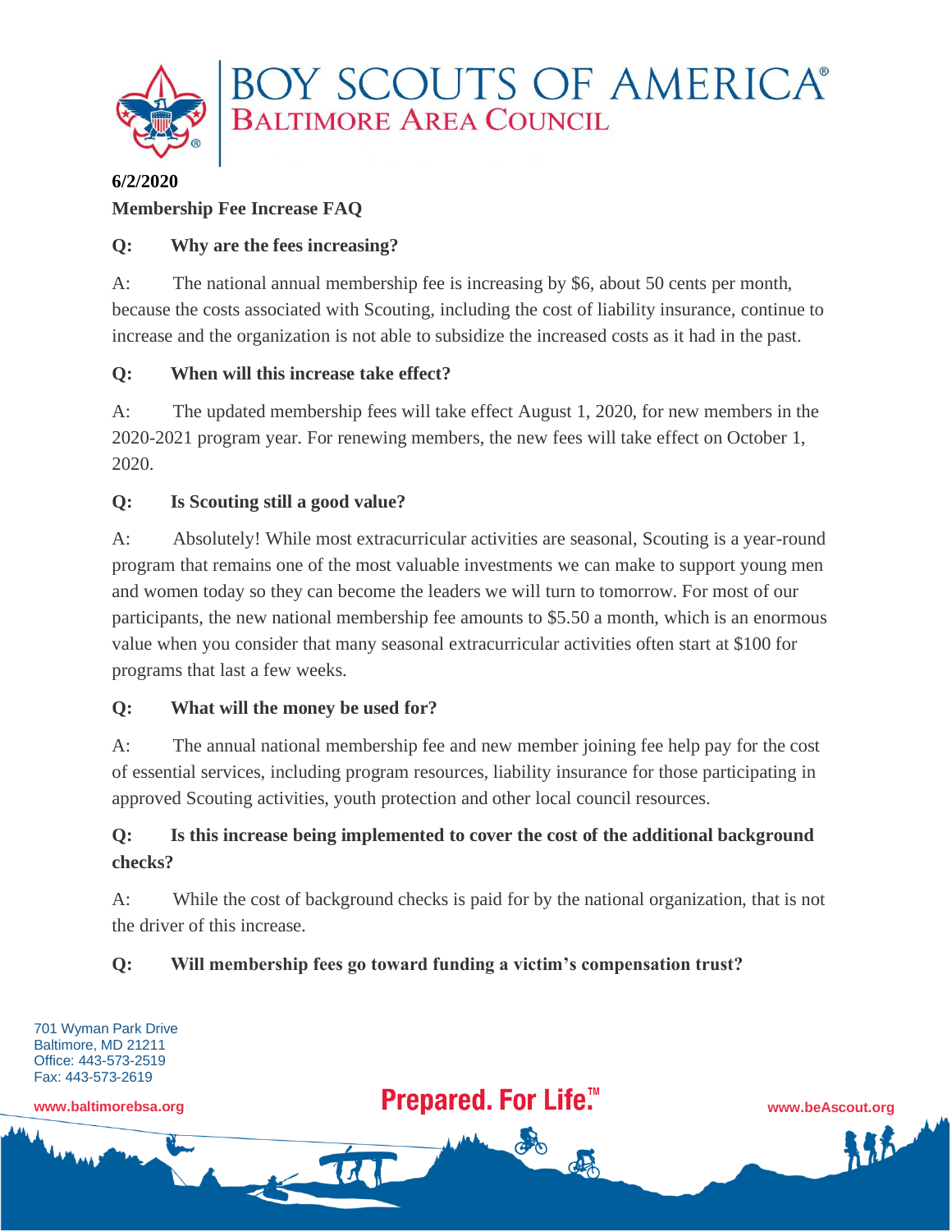# BOY SCOUTS OF AMERICA®
## BALTIMORE AREA COUNCIL

**6/2/2020**

**Membership Fee Increase FAQ**

**Q: Why are the fees increasing?**

A: The national annual membership fee is increasing by $6, about 50 cents per month, because the costs associated with Scouting, including the cost of liability insurance, continue to increase and the organization is not able to subsidize the increased costs as it had in the past.

**Q: When will this increase take effect?**

A: The updated membership fees will take effect August 1, 2020, for new members in the 2020-2021 program year. For renewing members, the new fees will take effect on October 1, 2020.

**Q: Is Scouting still a good value?**

A: Absolutely! While most extracurricular activities are seasonal, Scouting is a year-round program that remains one of the most valuable investments we can make to support young men and women today so they can become the leaders we will turn to tomorrow. For most of our participants, the new national membership fee amounts to $5.50 a month, which is an enormous value when you consider that many seasonal extracurricular activities often start at $100 for programs that last a few weeks.

**Q: What will the money be used for?**

A: The annual national membership fee and new member joining fee help pay for the cost of essential services, including program resources, liability insurance for those participating in approved Scouting activities, youth protection and other local council resources.

**Q: Is this increase being implemented to cover the cost of the additional background checks?**

A: While the cost of background checks is paid for by the national organization, that is not the driver of this increase.

**Q: Will membership fees go toward funding a victim's compensation trust?**

701 Wyman Park Drive
Baltimore, MD 21211
Office: 443-573-2519
Fax: 443-573-2619

www.baltimorebsa.org

Prepared. For Life.™

www.beAscout.org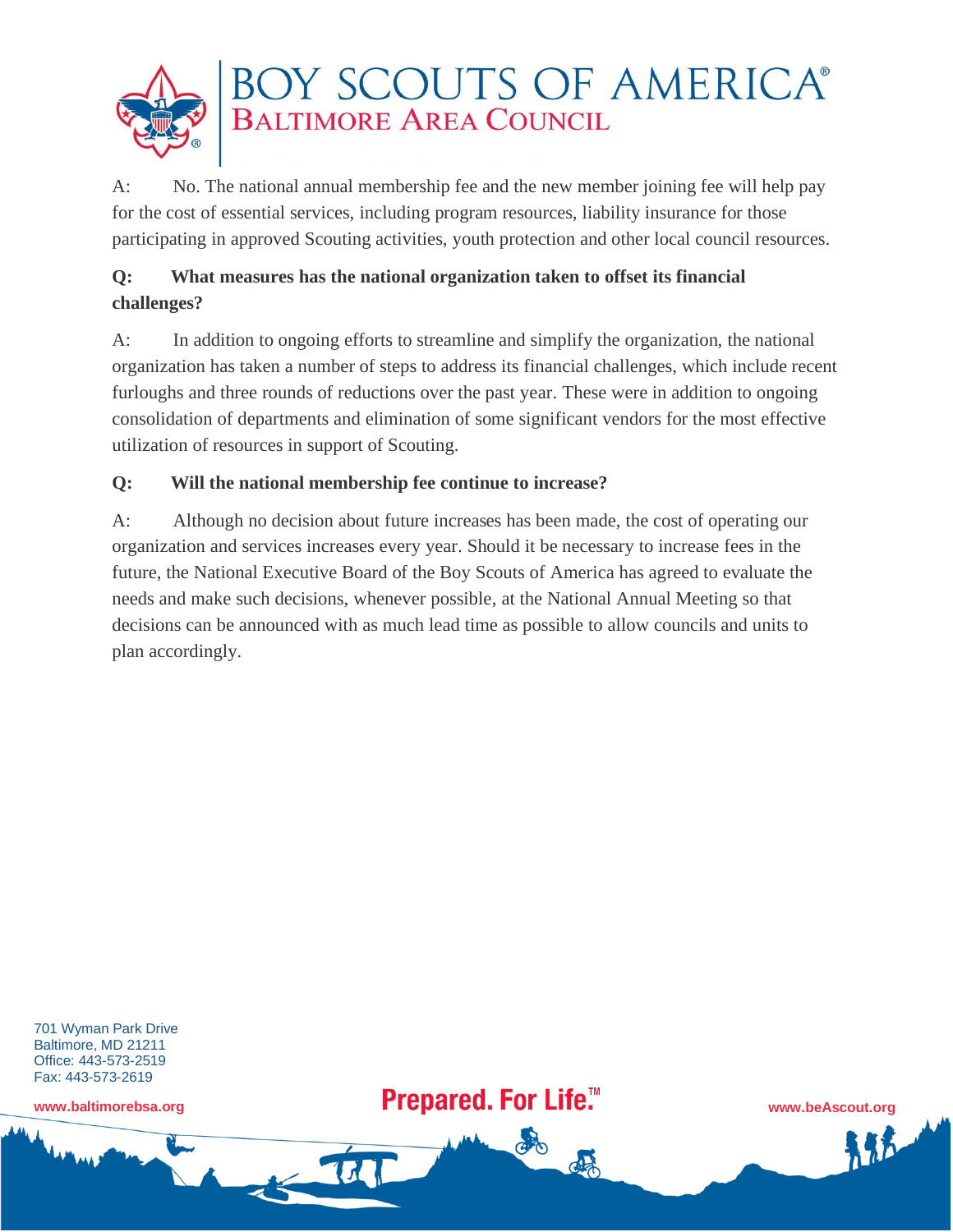A: No. The national annual membership fee and the new member joining fee will help pay for the cost of essential services, including program resources, liability insurance for those participating in approved Scouting activities, youth protection and other local council resources.

**Q: What measures has the national organization taken to offset its financial challenges?**

A: In addition to ongoing efforts to streamline and simplify the organization, the national organization has taken a number of steps to address its financial challenges, which include recent furloughs and three rounds of reductions over the past year. These were in addition to ongoing consolidation of departments and elimination of some significant vendors for the most effective utilization of resources in support of Scouting.

**Q: Will the national membership fee continue to increase?**

A: Although no decision about future increases has been made, the cost of operating our organization and services increases every year. Should it be necessary to increase fees in the future, the National Executive Board of the Boy Scouts of America has agreed to evaluate the needs and make such decisions, whenever possible, at the National Annual Meeting so that decisions can be announced with as much lead time as possible to allow councils and units to plan accordingly.